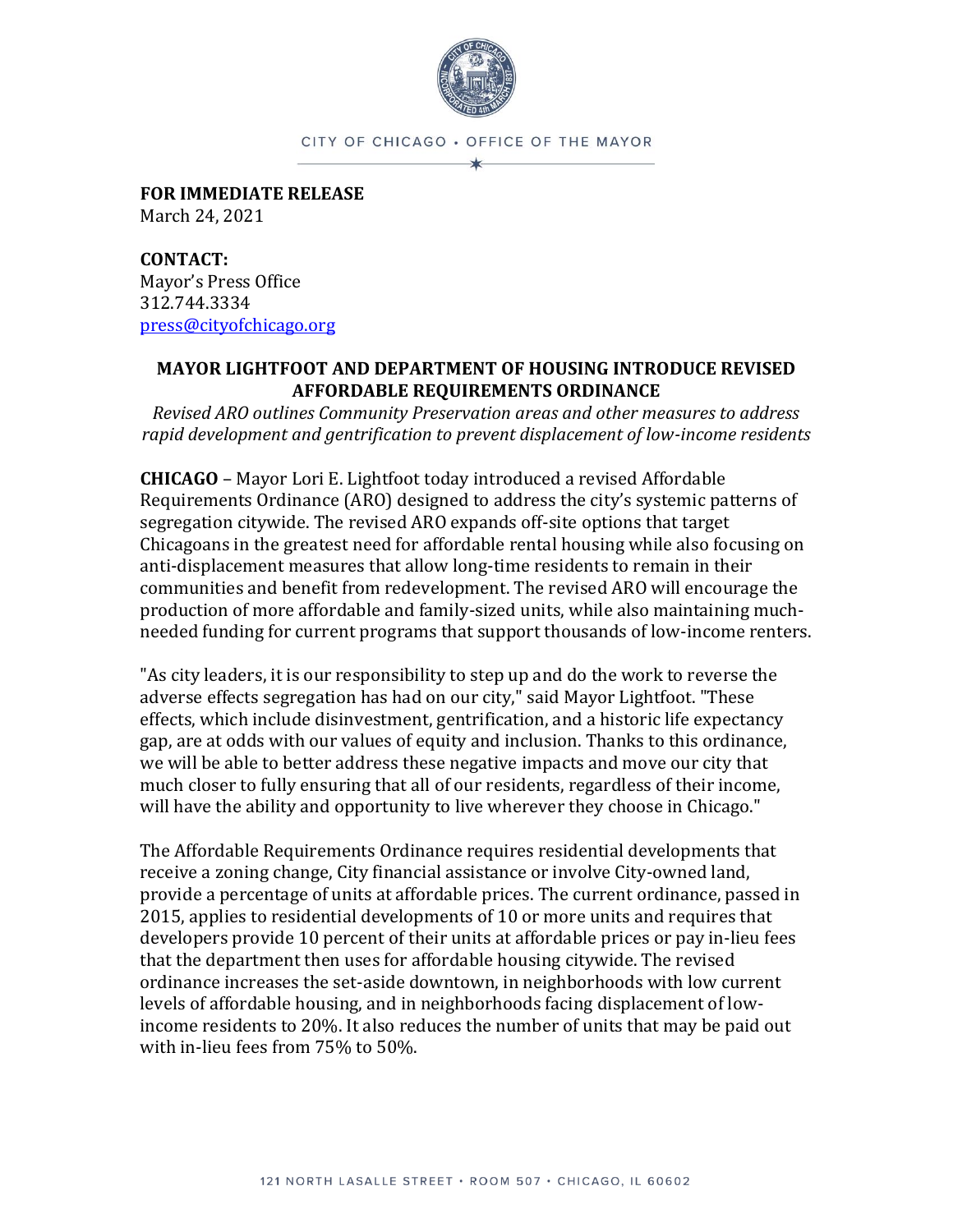CITY OF CHICAGO • OFFICE OF THE MAYOR

**FOR IMMEDIATE RELEASE**
March 24, 2021

**CONTACT:**
Mayor's Press Office
312.744.3334
press@cityofchicago.org

## MAYOR LIGHTFOOT AND DEPARTMENT OF HOUSING INTRODUCE REVISED AFFORDABLE REQUIREMENTS ORDINANCE

*Revised ARO outlines Community Preservation areas and other measures to address rapid development and gentrification to prevent displacement of low-income residents*

**CHICAGO** – Mayor Lori E. Lightfoot today introduced a revised Affordable Requirements Ordinance (ARO) designed to address the city's systemic patterns of segregation citywide. The revised ARO expands off-site options that target Chicagoans in the greatest need for affordable rental housing while also focusing on anti-displacement measures that allow long-time residents to remain in their communities and benefit from redevelopment. The revised ARO will encourage the production of more affordable and family-sized units, while also maintaining much-needed funding for current programs that support thousands of low-income renters.

"As city leaders, it is our responsibility to step up and do the work to reverse the adverse effects segregation has had on our city," said Mayor Lightfoot. "These effects, which include disinvestment, gentrification, and a historic life expectancy gap, are at odds with our values of equity and inclusion. Thanks to this ordinance, we will be able to better address these negative impacts and move our city that much closer to fully ensuring that all of our residents, regardless of their income, will have the ability and opportunity to live wherever they choose in Chicago."

The Affordable Requirements Ordinance requires residential developments that receive a zoning change, City financial assistance or involve City-owned land, provide a percentage of units at affordable prices. The current ordinance, passed in 2015, applies to residential developments of 10 or more units and requires that developers provide 10 percent of their units at affordable prices or pay in-lieu fees that the department then uses for affordable housing citywide. The revised ordinance increases the set-aside downtown, in neighborhoods with low current levels of affordable housing, and in neighborhoods facing displacement of low-income residents to 20%. It also reduces the number of units that may be paid out with in-lieu fees from 75% to 50%.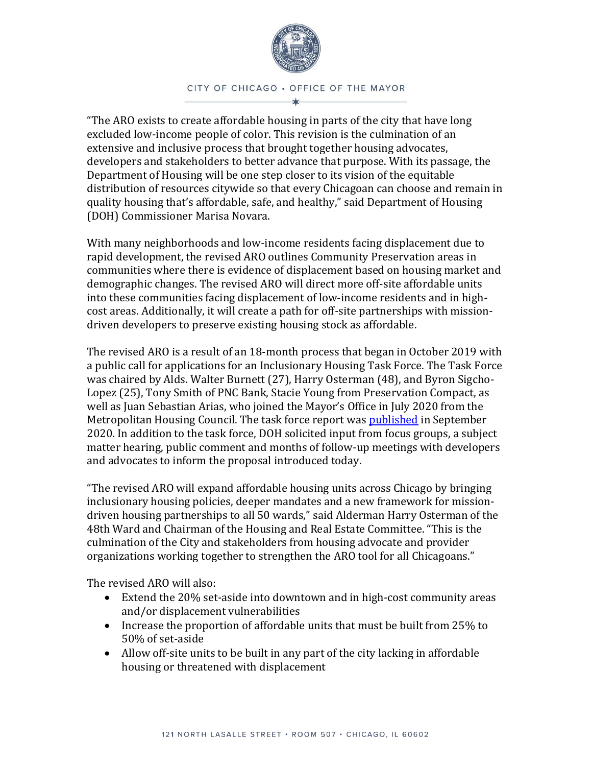"The ARO exists to create affordable housing in parts of the city that have long excluded low-income people of color. This revision is the culmination of an extensive and inclusive process that brought together housing advocates, developers and stakeholders to better advance that purpose. With its passage, the Department of Housing will be one step closer to its vision of the equitable distribution of resources citywide so that every Chicagoan can choose and remain in quality housing that's affordable, safe, and healthy," said Department of Housing (DOH) Commissioner Marisa Novara.

With many neighborhoods and low-income residents facing displacement due to rapid development, the revised ARO outlines Community Preservation areas in communities where there is evidence of displacement based on housing market and demographic changes. The revised ARO will direct more off-site affordable units into these communities facing displacement of low-income residents and in high-cost areas. Additionally, it will create a path for off-site partnerships with mission-driven developers to preserve existing housing stock as affordable.

The revised ARO is a result of an 18-month process that began in October 2019 with a public call for applications for an Inclusionary Housing Task Force. The Task Force was chaired by Alds. Walter Burnett (27), Harry Osterman (48), and Byron Sigcho-Lopez (25), Tony Smith of PNC Bank, Stacie Young from Preservation Compact, as well as Juan Sebastian Arias, who joined the Mayor's Office in July 2020 from the Metropolitan Housing Council. The task force report was published in September 2020. In addition to the task force, DOH solicited input from focus groups, a subject matter hearing, public comment and months of follow-up meetings with developers and advocates to inform the proposal introduced today.

"The revised ARO will expand affordable housing units across Chicago by bringing inclusionary housing policies, deeper mandates and a new framework for mission-driven housing partnerships to all 50 wards," said Alderman Harry Osterman of the 48th Ward and Chairman of the Housing and Real Estate Committee. "This is the culmination of the City and stakeholders from housing advocate and provider organizations working together to strengthen the ARO tool for all Chicagoans."

The revised ARO will also:

- Extend the 20% set-aside into downtown and in high-cost community areas and/or displacement vulnerabilities
- Increase the proportion of affordable units that must be built from 25% to 50% of set-aside
- Allow off-site units to be built in any part of the city lacking in affordable housing or threatened with displacement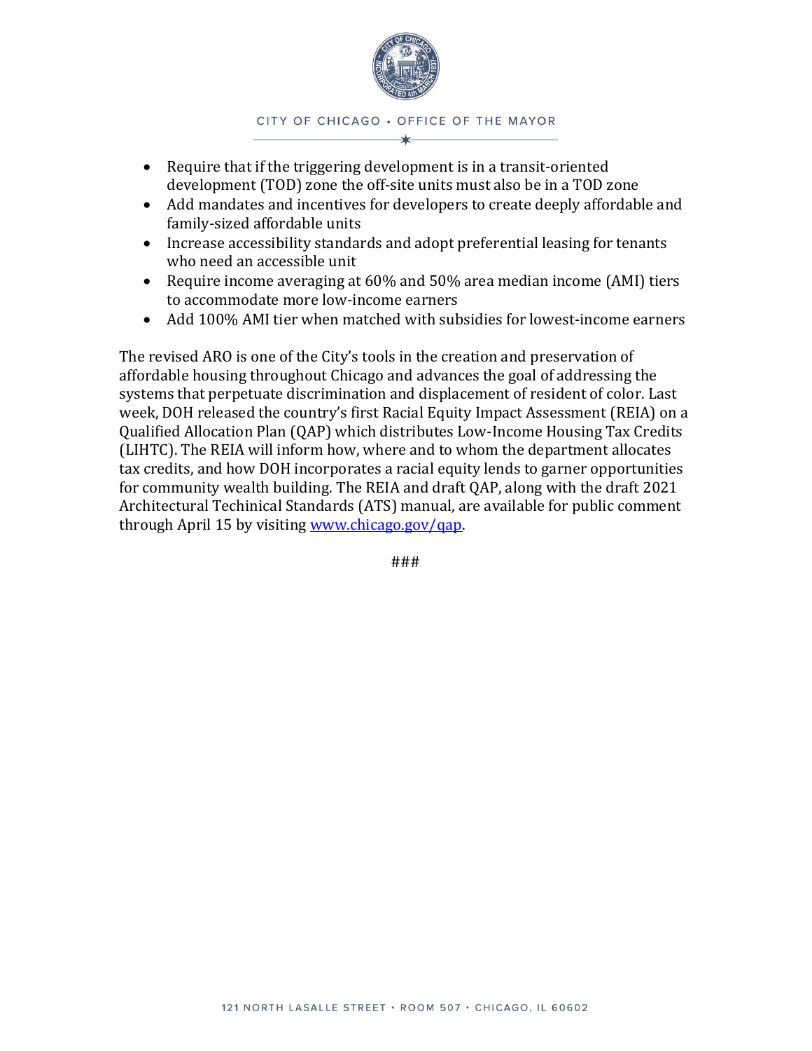- Require that if the triggering development is in a transit-oriented development (TOD) zone the off-site units must also be in a TOD zone
- Add mandates and incentives for developers to create deeply affordable and family-sized affordable units
- Increase accessibility standards and adopt preferential leasing for tenants who need an accessible unit
- Require income averaging at 60% and 50% area median income (AMI) tiers to accommodate more low-income earners
- Add 100% AMI tier when matched with subsidies for lowest-income earners

The revised ARO is one of the City's tools in the creation and preservation of affordable housing throughout Chicago and advances the goal of addressing the systems that perpetuate discrimination and displacement of resident of color. Last week, DOH released the country's first Racial Equity Impact Assessment (REIA) on a Qualified Allocation Plan (QAP) which distributes Low-Income Housing Tax Credits (LIHTC). The REIA will inform how, where and to whom the department allocates tax credits, and how DOH incorporates a racial equity lends to garner opportunities for community wealth building. The REIA and draft QAP, along with the draft 2021 Architectural Techinical Standards (ATS) manual, are available for public comment through April 15 by visiting [www.chicago.gov/qap](http://www.chicago.gov/qap).

###